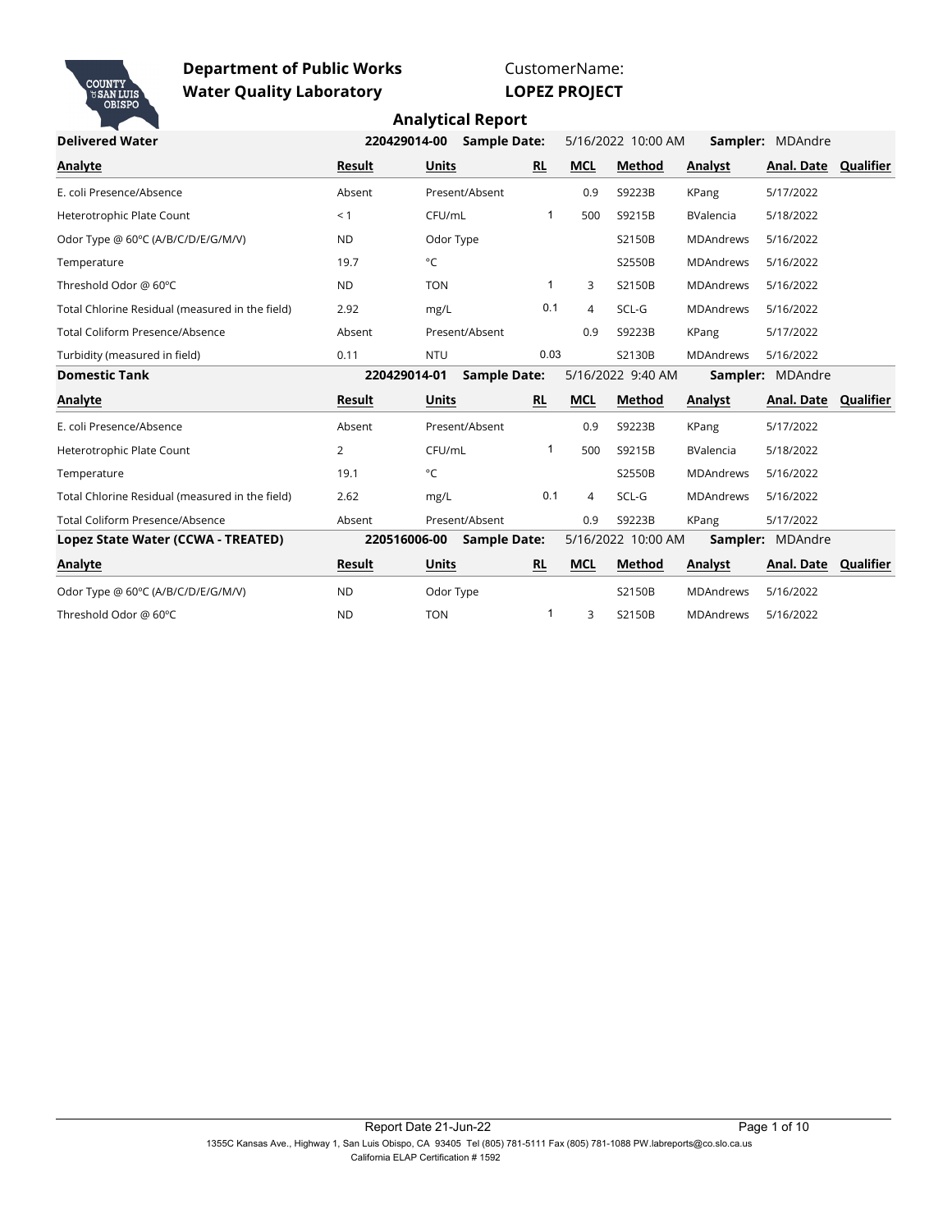**Department of Public Works**
**Water Quality Laboratory**

CustomerName:
**LOPEZ PROJECT**

## Analytical Report

**Delivered Water** — **220429014-00** — **Sample Date:** 5/16/2022 10:00 AM — **Sampler:** MDAndre

| Analyte | Result | Units | RL | MCL | Method | Analyst | Anal. Date | Qualifier |
|---|---|---|---|---|---|---|---|---|
| E. coli Presence/Absence | Absent | Present/Absent | | 0.9 | S9223B | KPang | 5/17/2022 | |
| Heterotrophic Plate Count | < 1 | CFU/mL | 1 | 500 | S9215B | BValencia | 5/18/2022 | |
| Odor Type @ 60ºC (A/B/C/D/E/G/M/V) | ND | Odor Type | | | S2150B | MDAndrews | 5/16/2022 | |
| Temperature | 19.7 | °C | | | S2550B | MDAndrews | 5/16/2022 | |
| Threshold Odor @ 60ºC | ND | TON | 1 | 3 | S2150B | MDAndrews | 5/16/2022 | |
| Total Chlorine Residual (measured in the field) | 2.92 | mg/L | 0.1 | 4 | SCL-G | MDAndrews | 5/16/2022 | |
| Total Coliform Presence/Absence | Absent | Present/Absent | | 0.9 | S9223B | KPang | 5/17/2022 | |
| Turbidity (measured in field) | 0.11 | NTU | 0.03 | | S2130B | MDAndrews | 5/16/2022 | |

**Domestic Tank** — **220429014-01** — **Sample Date:** 5/16/2022 9:40 AM — **Sampler:** MDAndre

| Analyte | Result | Units | RL | MCL | Method | Analyst | Anal. Date | Qualifier |
|---|---|---|---|---|---|---|---|---|
| E. coli Presence/Absence | Absent | Present/Absent | | 0.9 | S9223B | KPang | 5/17/2022 | |
| Heterotrophic Plate Count | 2 | CFU/mL | 1 | 500 | S9215B | BValencia | 5/18/2022 | |
| Temperature | 19.1 | °C | | | S2550B | MDAndrews | 5/16/2022 | |
| Total Chlorine Residual (measured in the field) | 2.62 | mg/L | 0.1 | 4 | SCL-G | MDAndrews | 5/16/2022 | |
| Total Coliform Presence/Absence | Absent | Present/Absent | | 0.9 | S9223B | KPang | 5/17/2022 | |

**Lopez State Water (CCWA - TREATED)** — **220516006-00** — **Sample Date:** 5/16/2022 10:00 AM — **Sampler:** MDAndre

| Analyte | Result | Units | RL | MCL | Method | Analyst | Anal. Date | Qualifier |
|---|---|---|---|---|---|---|---|---|
| Odor Type @ 60ºC (A/B/C/D/E/G/M/V) | ND | Odor Type | | | S2150B | MDAndrews | 5/16/2022 | |
| Threshold Odor @ 60ºC | ND | TON | 1 | 3 | S2150B | MDAndrews | 5/16/2022 | |

Report Date 21-Jun-22

1355C Kansas Ave., Highway 1, San Luis Obispo, CA 93405 Tel (805) 781-5111 Fax (805) 781-1088 PW.labreports@co.slo.ca.us
California ELAP Certification # 1592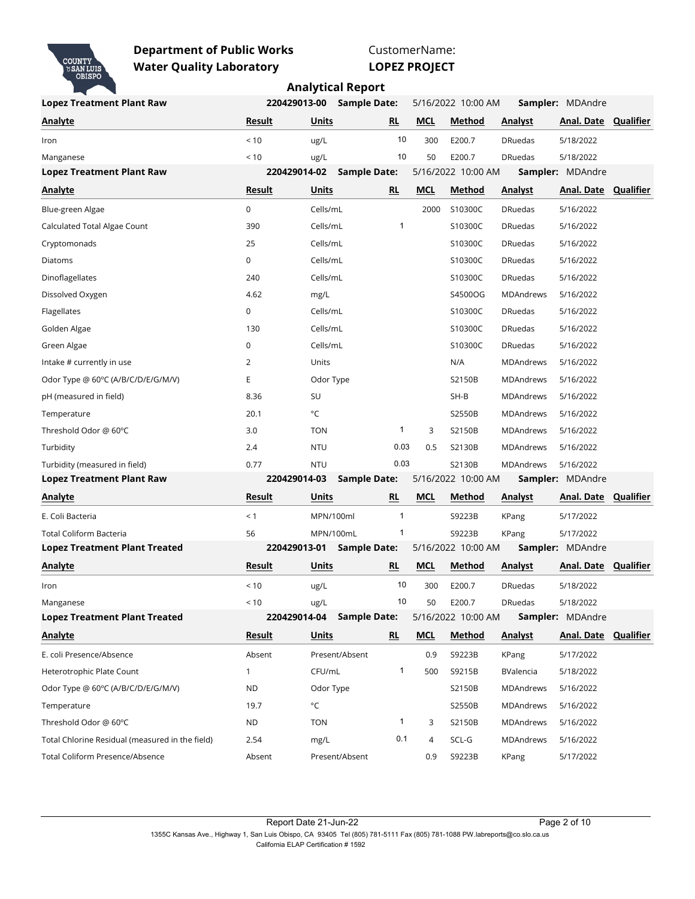**Department of Public Works**
**Water Quality Laboratory**

CustomerName:
**LOPEZ PROJECT**

## Analytical Report

**Lopez Treatment Plant Raw** — **220429013-00** — **Sample Date:** 5/16/2022 10:00 AM — **Sampler:** MDAndre

| Analyte | Result | Units | RL | MCL | Method | Analyst | Anal. Date | Qualifier |
|---|---|---|---|---|---|---|---|---|
| Iron | < 10 | ug/L | 10 | 300 | E200.7 | DRuedas | 5/18/2022 | |
| Manganese | < 10 | ug/L | 10 | 50 | E200.7 | DRuedas | 5/18/2022 | |

**Lopez Treatment Plant Raw** — **220429014-02** — **Sample Date:** 5/16/2022 10:00 AM — **Sampler:** MDAndre

| Analyte | Result | Units | RL | MCL | Method | Analyst | Anal. Date | Qualifier |
|---|---|---|---|---|---|---|---|---|
| Blue-green Algae | 0 | Cells/mL | | 2000 | S10300C | DRuedas | 5/16/2022 | |
| Calculated Total Algae Count | 390 | Cells/mL | 1 | | S10300C | DRuedas | 5/16/2022 | |
| Cryptomonads | 25 | Cells/mL | | | S10300C | DRuedas | 5/16/2022 | |
| Diatoms | 0 | Cells/mL | | | S10300C | DRuedas | 5/16/2022 | |
| Dinoflagellates | 240 | Cells/mL | | | S10300C | DRuedas | 5/16/2022 | |
| Dissolved Oxygen | 4.62 | mg/L | | | S4500OG | MDAndrews | 5/16/2022 | |
| Flagellates | 0 | Cells/mL | | | S10300C | DRuedas | 5/16/2022 | |
| Golden Algae | 130 | Cells/mL | | | S10300C | DRuedas | 5/16/2022 | |
| Green Algae | 0 | Cells/mL | | | S10300C | DRuedas | 5/16/2022 | |
| Intake # currently in use | 2 | Units | | | N/A | MDAndrews | 5/16/2022 | |
| Odor Type @ 60ºC (A/B/C/D/E/G/M/V) | E | Odor Type | | | S2150B | MDAndrews | 5/16/2022 | |
| pH (measured in field) | 8.36 | SU | | | SH-B | MDAndrews | 5/16/2022 | |
| Temperature | 20.1 | °C | | | S2550B | MDAndrews | 5/16/2022 | |
| Threshold Odor @ 60ºC | 3.0 | TON | 1 | 3 | S2150B | MDAndrews | 5/16/2022 | |
| Turbidity | 2.4 | NTU | 0.03 | 0.5 | S2130B | MDAndrews | 5/16/2022 | |
| Turbidity (measured in field) | 0.77 | NTU | 0.03 | | S2130B | MDAndrews | 5/16/2022 | |

**Lopez Treatment Plant Raw** — **220429014-03** — **Sample Date:** 5/16/2022 10:00 AM — **Sampler:** MDAndre

| Analyte | Result | Units | RL | MCL | Method | Analyst | Anal. Date | Qualifier |
|---|---|---|---|---|---|---|---|---|
| E. Coli Bacteria | < 1 | MPN/100ml | 1 | | S9223B | KPang | 5/17/2022 | |
| Total Coliform Bacteria | 56 | MPN/100mL | 1 | | S9223B | KPang | 5/17/2022 | |

**Lopez Treatment Plant Treated** — **220429013-01** — **Sample Date:** 5/16/2022 10:00 AM — **Sampler:** MDAndre

| Analyte | Result | Units | RL | MCL | Method | Analyst | Anal. Date | Qualifier |
|---|---|---|---|---|---|---|---|---|
| Iron | < 10 | ug/L | 10 | 300 | E200.7 | DRuedas | 5/18/2022 | |
| Manganese | < 10 | ug/L | 10 | 50 | E200.7 | DRuedas | 5/18/2022 | |

**Lopez Treatment Plant Treated** — **220429014-04** — **Sample Date:** 5/16/2022 10:00 AM — **Sampler:** MDAndre

| Analyte | Result | Units | RL | MCL | Method | Analyst | Anal. Date | Qualifier |
|---|---|---|---|---|---|---|---|---|
| E. coli Presence/Absence | Absent | Present/Absent | | 0.9 | S9223B | KPang | 5/17/2022 | |
| Heterotrophic Plate Count | 1 | CFU/mL | 1 | 500 | S9215B | BValencia | 5/18/2022 | |
| Odor Type @ 60ºC (A/B/C/D/E/G/M/V) | ND | Odor Type | | | S2150B | MDAndrews | 5/16/2022 | |
| Temperature | 19.7 | °C | | | S2550B | MDAndrews | 5/16/2022 | |
| Threshold Odor @ 60ºC | ND | TON | 1 | 3 | S2150B | MDAndrews | 5/16/2022 | |
| Total Chlorine Residual (measured in the field) | 2.54 | mg/L | 0.1 | 4 | SCL-G | MDAndrews | 5/16/2022 | |
| Total Coliform Presence/Absence | Absent | Present/Absent | | 0.9 | S9223B | KPang | 5/17/2022 | |

Report Date 21-Jun-22

1355C Kansas Ave., Highway 1, San Luis Obispo, CA 93405 Tel (805) 781-5111 Fax (805) 781-1088 PW.labreports@co.slo.ca.us
California ELAP Certification # 1592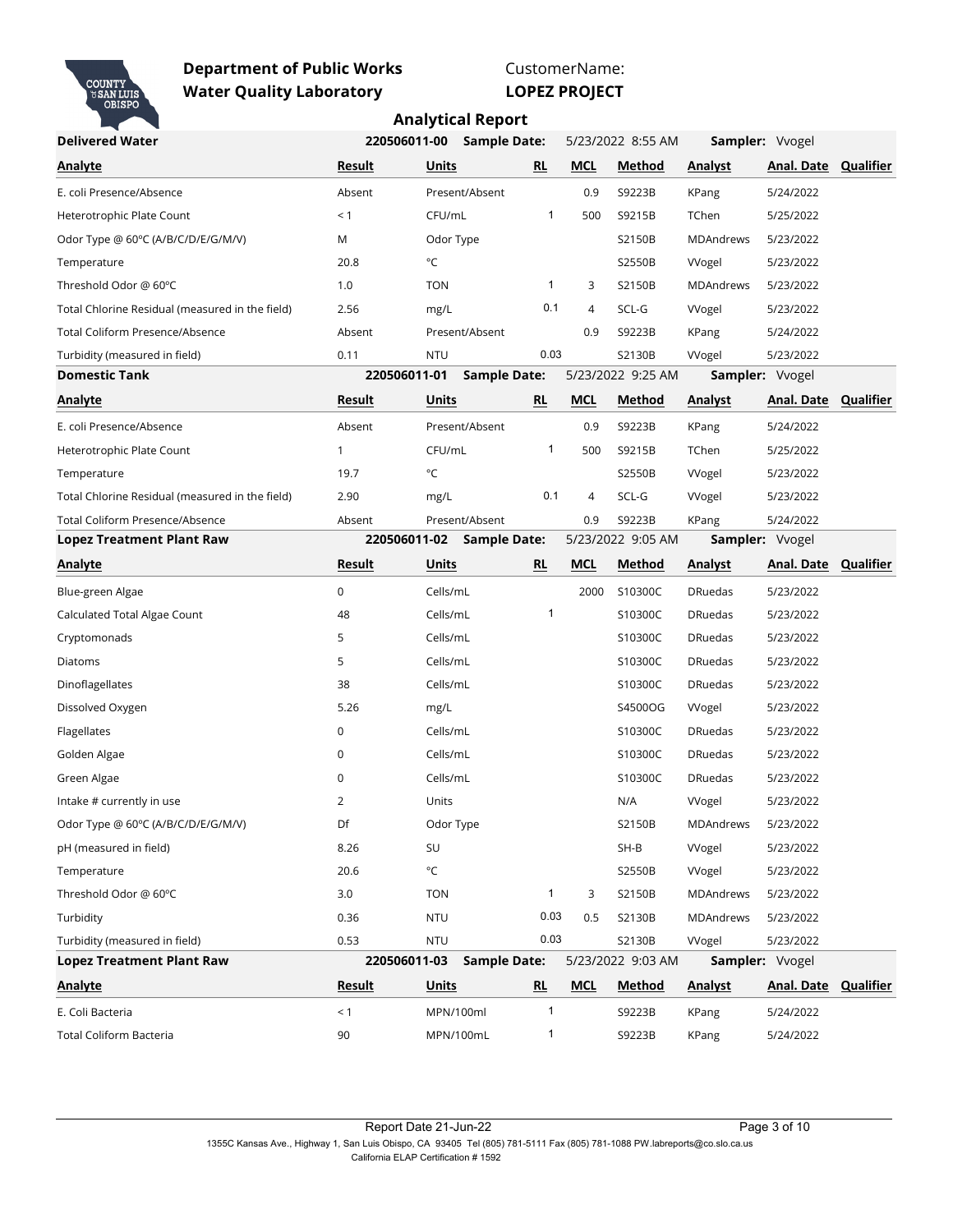**Department of Public Works**
**Water Quality Laboratory**

CustomerName:
**LOPEZ PROJECT**

## Analytical Report

**Delivered Water** — **220506011-00** — **Sample Date:** 5/23/2022 8:55 AM — **Sampler:** Vvogel

| Analyte | Result | Units | RL | MCL | Method | Analyst | Anal. Date | Qualifier |
|---|---|---|---|---|---|---|---|---|
| E. coli Presence/Absence | Absent | Present/Absent | | 0.9 | S9223B | KPang | 5/24/2022 | |
| Heterotrophic Plate Count | < 1 | CFU/mL | 1 | 500 | S9215B | TChen | 5/25/2022 | |
| Odor Type @ 60ºC (A/B/C/D/E/G/M/V) | M | Odor Type | | | S2150B | MDAndrews | 5/23/2022 | |
| Temperature | 20.8 | °C | | | S2550B | VVogel | 5/23/2022 | |
| Threshold Odor @ 60ºC | 1.0 | TON | 1 | 3 | S2150B | MDAndrews | 5/23/2022 | |
| Total Chlorine Residual (measured in the field) | 2.56 | mg/L | 0.1 | 4 | SCL-G | VVogel | 5/23/2022 | |
| Total Coliform Presence/Absence | Absent | Present/Absent | | 0.9 | S9223B | KPang | 5/24/2022 | |
| Turbidity (measured in field) | 0.11 | NTU | 0.03 | | S2130B | VVogel | 5/23/2022 | |

**Domestic Tank** — **220506011-01** — **Sample Date:** 5/23/2022 9:25 AM — **Sampler:** Vvogel

| Analyte | Result | Units | RL | MCL | Method | Analyst | Anal. Date | Qualifier |
|---|---|---|---|---|---|---|---|---|
| E. coli Presence/Absence | Absent | Present/Absent | | 0.9 | S9223B | KPang | 5/24/2022 | |
| Heterotrophic Plate Count | 1 | CFU/mL | 1 | 500 | S9215B | TChen | 5/25/2022 | |
| Temperature | 19.7 | °C | | | S2550B | VVogel | 5/23/2022 | |
| Total Chlorine Residual (measured in the field) | 2.90 | mg/L | 0.1 | 4 | SCL-G | VVogel | 5/23/2022 | |
| Total Coliform Presence/Absence | Absent | Present/Absent | | 0.9 | S9223B | KPang | 5/24/2022 | |

**Lopez Treatment Plant Raw** — **220506011-02** — **Sample Date:** 5/23/2022 9:05 AM — **Sampler:** Vvogel

| Analyte | Result | Units | RL | MCL | Method | Analyst | Anal. Date | Qualifier |
|---|---|---|---|---|---|---|---|---|
| Blue-green Algae | 0 | Cells/mL | | 2000 | S10300C | DRuedas | 5/23/2022 | |
| Calculated Total Algae Count | 48 | Cells/mL | 1 | | S10300C | DRuedas | 5/23/2022 | |
| Cryptomonads | 5 | Cells/mL | | | S10300C | DRuedas | 5/23/2022 | |
| Diatoms | 5 | Cells/mL | | | S10300C | DRuedas | 5/23/2022 | |
| Dinoflagellates | 38 | Cells/mL | | | S10300C | DRuedas | 5/23/2022 | |
| Dissolved Oxygen | 5.26 | mg/L | | | S4500OG | VVogel | 5/23/2022 | |
| Flagellates | 0 | Cells/mL | | | S10300C | DRuedas | 5/23/2022 | |
| Golden Algae | 0 | Cells/mL | | | S10300C | DRuedas | 5/23/2022 | |
| Green Algae | 0 | Cells/mL | | | S10300C | DRuedas | 5/23/2022 | |
| Intake # currently in use | 2 | Units | | | N/A | VVogel | 5/23/2022 | |
| Odor Type @ 60ºC (A/B/C/D/E/G/M/V) | Df | Odor Type | | | S2150B | MDAndrews | 5/23/2022 | |
| pH (measured in field) | 8.26 | SU | | | SH-B | VVogel | 5/23/2022 | |
| Temperature | 20.6 | °C | | | S2550B | VVogel | 5/23/2022 | |
| Threshold Odor @ 60ºC | 3.0 | TON | 1 | 3 | S2150B | MDAndrews | 5/23/2022 | |
| Turbidity | 0.36 | NTU | 0.03 | 0.5 | S2130B | MDAndrews | 5/23/2022 | |
| Turbidity (measured in field) | 0.53 | NTU | 0.03 | | S2130B | VVogel | 5/23/2022 | |

**Lopez Treatment Plant Raw** — **220506011-03** — **Sample Date:** 5/23/2022 9:03 AM — **Sampler:** Vvogel

| Analyte | Result | Units | RL | MCL | Method | Analyst | Anal. Date | Qualifier |
|---|---|---|---|---|---|---|---|---|
| E. Coli Bacteria | < 1 | MPN/100ml | 1 | | S9223B | KPang | 5/24/2022 | |
| Total Coliform Bacteria | 90 | MPN/100mL | 1 | | S9223B | KPang | 5/24/2022 | |

Report Date 21-Jun-22

1355C Kansas Ave., Highway 1, San Luis Obispo, CA 93405 Tel (805) 781-5111 Fax (805) 781-1088 PW.labreports@co.slo.ca.us
California ELAP Certification # 1592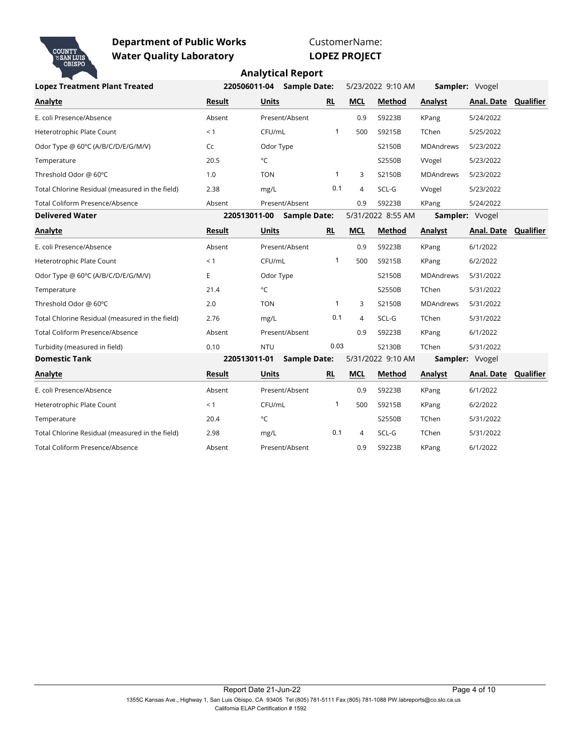**Department of Public Works**
**Water Quality Laboratory**

CustomerName:
**LOPEZ PROJECT**

## Analytical Report

**Lopez Treatment Plant Treated** — **220506011-04** — **Sample Date:** 5/23/2022 9:10 AM — **Sampler:** Vvogel

| Analyte | Result | Units | RL | MCL | Method | Analyst | Anal. Date | Qualifier |
|---|---|---|---|---|---|---|---|---|
| E. coli Presence/Absence | Absent | Present/Absent | | 0.9 | S9223B | KPang | 5/24/2022 | |
| Heterotrophic Plate Count | < 1 | CFU/mL | 1 | 500 | S9215B | TChen | 5/25/2022 | |
| Odor Type @ 60ºC (A/B/C/D/E/G/M/V) | Cc | Odor Type | | | S2150B | MDAndrews | 5/23/2022 | |
| Temperature | 20.5 | °C | | | S2550B | VVogel | 5/23/2022 | |
| Threshold Odor @ 60ºC | 1.0 | TON | 1 | 3 | S2150B | MDAndrews | 5/23/2022 | |
| Total Chlorine Residual (measured in the field) | 2.38 | mg/L | 0.1 | 4 | SCL-G | VVogel | 5/23/2022 | |
| Total Coliform Presence/Absence | Absent | Present/Absent | | 0.9 | S9223B | KPang | 5/24/2022 | |

**Delivered Water** — **220513011-00** — **Sample Date:** 5/31/2022 8:55 AM — **Sampler:** Vvogel

| Analyte | Result | Units | RL | MCL | Method | Analyst | Anal. Date | Qualifier |
|---|---|---|---|---|---|---|---|---|
| E. coli Presence/Absence | Absent | Present/Absent | | 0.9 | S9223B | KPang | 6/1/2022 | |
| Heterotrophic Plate Count | < 1 | CFU/mL | 1 | 500 | S9215B | KPang | 6/2/2022 | |
| Odor Type @ 60ºC (A/B/C/D/E/G/M/V) | E | Odor Type | | | S2150B | MDAndrews | 5/31/2022 | |
| Temperature | 21.4 | °C | | | S2550B | TChen | 5/31/2022 | |
| Threshold Odor @ 60ºC | 2.0 | TON | 1 | 3 | S2150B | MDAndrews | 5/31/2022 | |
| Total Chlorine Residual (measured in the field) | 2.76 | mg/L | 0.1 | 4 | SCL-G | TChen | 5/31/2022 | |
| Total Coliform Presence/Absence | Absent | Present/Absent | | 0.9 | S9223B | KPang | 6/1/2022 | |
| Turbidity (measured in field) | 0.10 | NTU | 0.03 | | S2130B | TChen | 5/31/2022 | |

**Domestic Tank** — **220513011-01** — **Sample Date:** 5/31/2022 9:10 AM — **Sampler:** Vvogel

| Analyte | Result | Units | RL | MCL | Method | Analyst | Anal. Date | Qualifier |
|---|---|---|---|---|---|---|---|---|
| E. coli Presence/Absence | Absent | Present/Absent | | 0.9 | S9223B | KPang | 6/1/2022 | |
| Heterotrophic Plate Count | < 1 | CFU/mL | 1 | 500 | S9215B | KPang | 6/2/2022 | |
| Temperature | 20.4 | °C | | | S2550B | TChen | 5/31/2022 | |
| Total Chlorine Residual (measured in the field) | 2.98 | mg/L | 0.1 | 4 | SCL-G | TChen | 5/31/2022 | |
| Total Coliform Presence/Absence | Absent | Present/Absent | | 0.9 | S9223B | KPang | 6/1/2022 | |

Report Date 21-Jun-22

1355C Kansas Ave., Highway 1, San Luis Obispo, CA 93405 Tel (805) 781-5111 Fax (805) 781-1088 PW.labreports@co.slo.ca.us
California ELAP Certification # 1592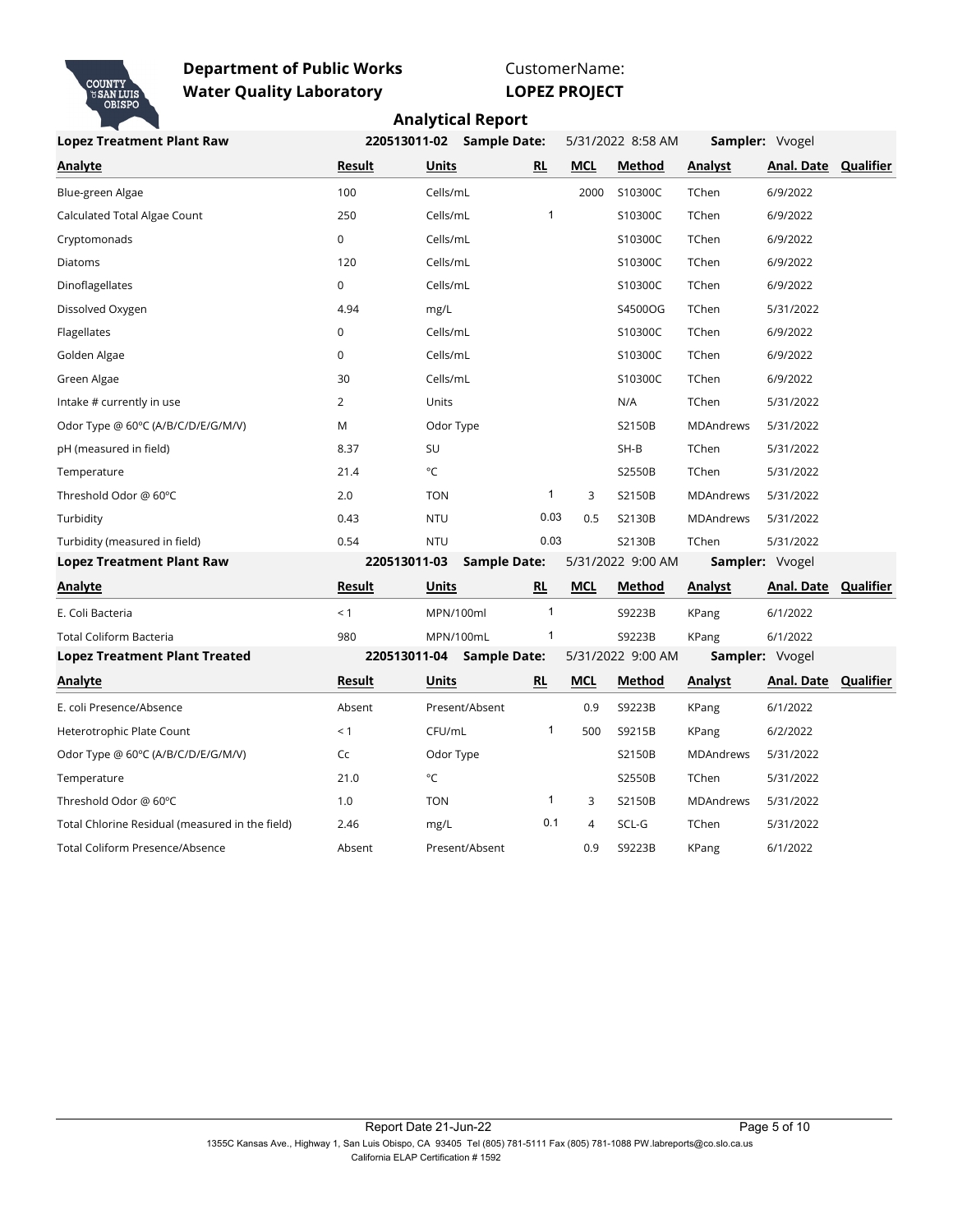**Department of Public Works**
**Water Quality Laboratory**

CustomerName:
**LOPEZ PROJECT**

## Analytical Report

**Lopez Treatment Plant Raw** — **220513011-02** — **Sample Date:** 5/31/2022 8:58 AM — **Sampler:** Vvogel

| Analyte | Result | Units | RL | MCL | Method | Analyst | Anal. Date | Qualifier |
|---|---|---|---|---|---|---|---|---|
| Blue-green Algae | 100 | Cells/mL | | 2000 | S10300C | TChen | 6/9/2022 | |
| Calculated Total Algae Count | 250 | Cells/mL | 1 | | S10300C | TChen | 6/9/2022 | |
| Cryptomonads | 0 | Cells/mL | | | S10300C | TChen | 6/9/2022 | |
| Diatoms | 120 | Cells/mL | | | S10300C | TChen | 6/9/2022 | |
| Dinoflagellates | 0 | Cells/mL | | | S10300C | TChen | 6/9/2022 | |
| Dissolved Oxygen | 4.94 | mg/L | | | S4500OG | TChen | 5/31/2022 | |
| Flagellates | 0 | Cells/mL | | | S10300C | TChen | 6/9/2022 | |
| Golden Algae | 0 | Cells/mL | | | S10300C | TChen | 6/9/2022 | |
| Green Algae | 30 | Cells/mL | | | S10300C | TChen | 6/9/2022 | |
| Intake # currently in use | 2 | Units | | | N/A | TChen | 5/31/2022 | |
| Odor Type @ 60°C (A/B/C/D/E/G/M/V) | M | Odor Type | | | S2150B | MDAndrews | 5/31/2022 | |
| pH (measured in field) | 8.37 | SU | | | SH-B | TChen | 5/31/2022 | |
| Temperature | 21.4 | °C | | | S2550B | TChen | 5/31/2022 | |
| Threshold Odor @ 60°C | 2.0 | TON | 1 | 3 | S2150B | MDAndrews | 5/31/2022 | |
| Turbidity | 0.43 | NTU | 0.03 | 0.5 | S2130B | MDAndrews | 5/31/2022 | |
| Turbidity (measured in field) | 0.54 | NTU | 0.03 | | S2130B | TChen | 5/31/2022 | |

**Lopez Treatment Plant Raw** — **220513011-03** — **Sample Date:** 5/31/2022 9:00 AM — **Sampler:** Vvogel

| Analyte | Result | Units | RL | MCL | Method | Analyst | Anal. Date | Qualifier |
|---|---|---|---|---|---|---|---|---|
| E. Coli Bacteria | < 1 | MPN/100ml | 1 | | S9223B | KPang | 6/1/2022 | |
| Total Coliform Bacteria | 980 | MPN/100mL | 1 | | S9223B | KPang | 6/1/2022 | |

**Lopez Treatment Plant Treated** — **220513011-04** — **Sample Date:** 5/31/2022 9:00 AM — **Sampler:** Vvogel

| Analyte | Result | Units | RL | MCL | Method | Analyst | Anal. Date | Qualifier |
|---|---|---|---|---|---|---|---|---|
| E. coli Presence/Absence | Absent | Present/Absent | | 0.9 | S9223B | KPang | 6/1/2022 | |
| Heterotrophic Plate Count | < 1 | CFU/mL | 1 | 500 | S9215B | KPang | 6/2/2022 | |
| Odor Type @ 60°C (A/B/C/D/E/G/M/V) | Cc | Odor Type | | | S2150B | MDAndrews | 5/31/2022 | |
| Temperature | 21.0 | °C | | | S2550B | TChen | 5/31/2022 | |
| Threshold Odor @ 60°C | 1.0 | TON | 1 | 3 | S2150B | MDAndrews | 5/31/2022 | |
| Total Chlorine Residual (measured in the field) | 2.46 | mg/L | 0.1 | 4 | SCL-G | TChen | 5/31/2022 | |
| Total Coliform Presence/Absence | Absent | Present/Absent | | 0.9 | S9223B | KPang | 6/1/2022 | |

Report Date 21-Jun-22

1355C Kansas Ave., Highway 1, San Luis Obispo, CA 93405 Tel (805) 781-5111 Fax (805) 781-1088 PW.labreports@co.slo.ca.us
California ELAP Certification # 1592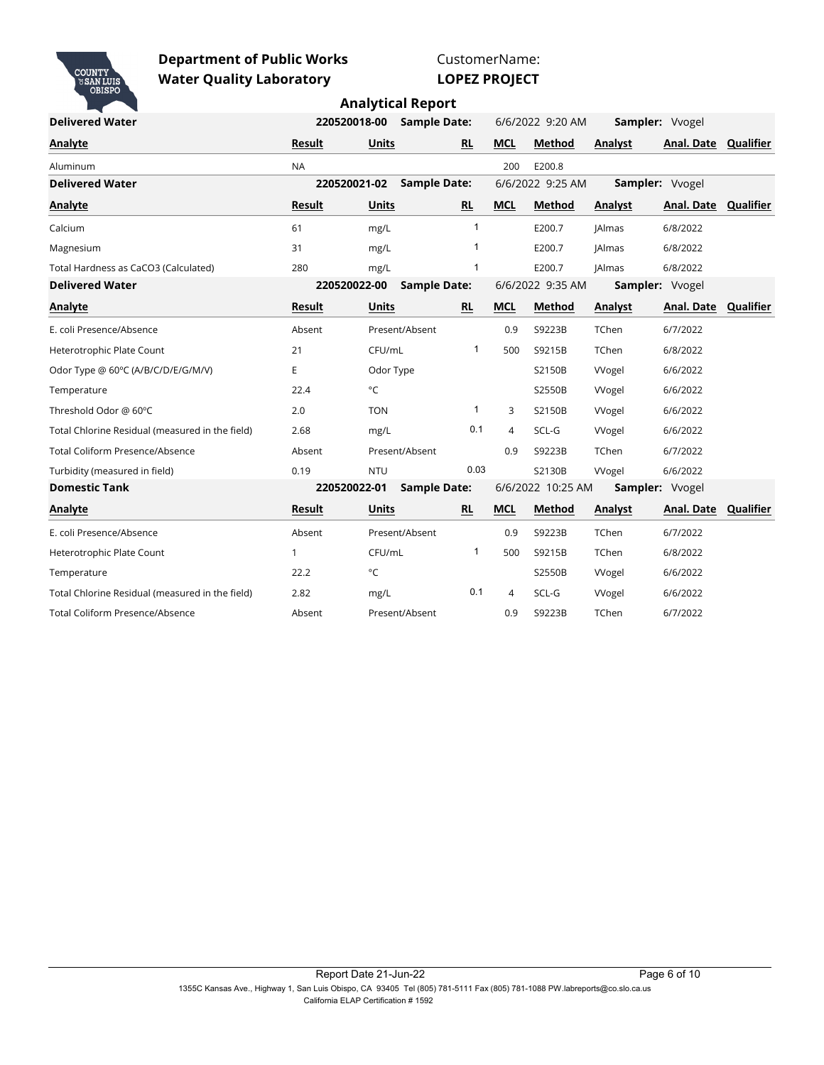**Department of Public Works**
**Water Quality Laboratory**

CustomerName:
**LOPEZ PROJECT**

## Analytical Report

**Delivered Water** — **220520018-00** — **Sample Date:** 6/6/2022 9:20 AM — **Sampler:** Vvogel

| Analyte | Result | Units | RL | MCL | Method | Analyst | Anal. Date | Qualifier |
|---|---|---|---|---|---|---|---|---|
| Aluminum | NA | | | 200 | E200.8 | | | |

**Delivered Water** — **220520021-02** — **Sample Date:** 6/6/2022 9:25 AM — **Sampler:** Vvogel

| Analyte | Result | Units | RL | MCL | Method | Analyst | Anal. Date | Qualifier |
|---|---|---|---|---|---|---|---|---|
| Calcium | 61 | mg/L | 1 | | E200.7 | JAlmas | 6/8/2022 | |
| Magnesium | 31 | mg/L | 1 | | E200.7 | JAlmas | 6/8/2022 | |
| Total Hardness as CaCO3 (Calculated) | 280 | mg/L | 1 | | E200.7 | JAlmas | 6/8/2022 | |

**Delivered Water** — **220520022-00** — **Sample Date:** 6/6/2022 9:35 AM — **Sampler:** Vvogel

| Analyte | Result | Units | RL | MCL | Method | Analyst | Anal. Date | Qualifier |
|---|---|---|---|---|---|---|---|---|
| E. coli Presence/Absence | Absent | Present/Absent | | 0.9 | S9223B | TChen | 6/7/2022 | |
| Heterotrophic Plate Count | 21 | CFU/mL | 1 | 500 | S9215B | TChen | 6/8/2022 | |
| Odor Type @ 60°C (A/B/C/D/E/G/M/V) | E | Odor Type | | | S2150B | VVogel | 6/6/2022 | |
| Temperature | 22.4 | °C | | | S2550B | VVogel | 6/6/2022 | |
| Threshold Odor @ 60°C | 2.0 | TON | 1 | 3 | S2150B | VVogel | 6/6/2022 | |
| Total Chlorine Residual (measured in the field) | 2.68 | mg/L | 0.1 | 4 | SCL-G | VVogel | 6/6/2022 | |
| Total Coliform Presence/Absence | Absent | Present/Absent | | 0.9 | S9223B | TChen | 6/7/2022 | |
| Turbidity (measured in field) | 0.19 | NTU | 0.03 | | S2130B | VVogel | 6/6/2022 | |

**Domestic Tank** — **220520022-01** — **Sample Date:** 6/6/2022 10:25 AM — **Sampler:** Vvogel

| Analyte | Result | Units | RL | MCL | Method | Analyst | Anal. Date | Qualifier |
|---|---|---|---|---|---|---|---|---|
| E. coli Presence/Absence | Absent | Present/Absent | | 0.9 | S9223B | TChen | 6/7/2022 | |
| Heterotrophic Plate Count | 1 | CFU/mL | 1 | 500 | S9215B | TChen | 6/8/2022 | |
| Temperature | 22.2 | °C | | | S2550B | VVogel | 6/6/2022 | |
| Total Chlorine Residual (measured in the field) | 2.82 | mg/L | 0.1 | 4 | SCL-G | VVogel | 6/6/2022 | |
| Total Coliform Presence/Absence | Absent | Present/Absent | | 0.9 | S9223B | TChen | 6/7/2022 | |

Report Date 21-Jun-22

1355C Kansas Ave., Highway 1, San Luis Obispo, CA 93405 Tel (805) 781-5111 Fax (805) 781-1088 PW.labreports@co.slo.ca.us
California ELAP Certification # 1592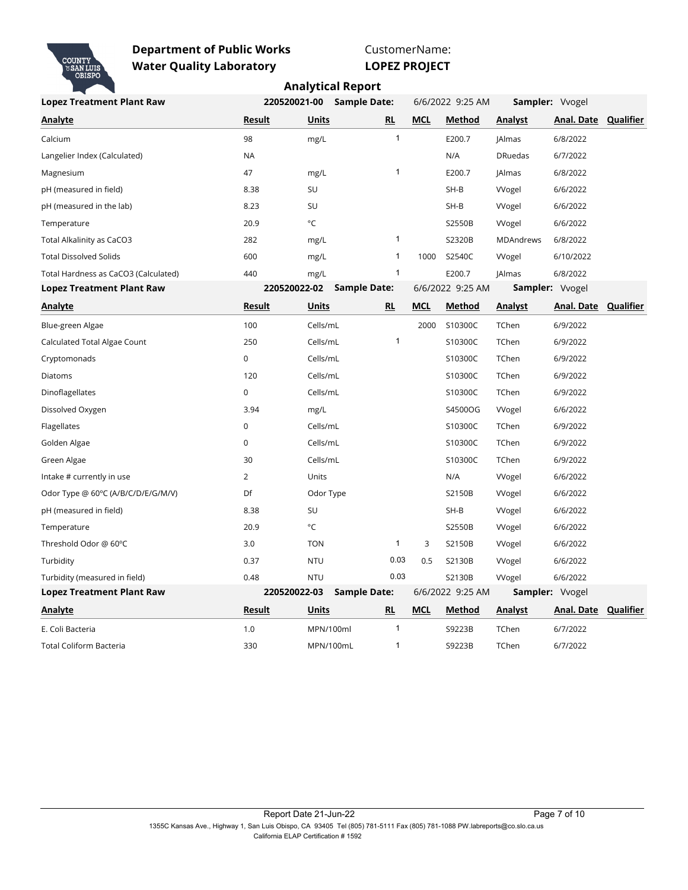**Department of Public Works**
**Water Quality Laboratory**

CustomerName:
**LOPEZ PROJECT**

## Analytical Report

| **Lopez Treatment Plant Raw** | **220520021-00** | **Sample Date:** | | 6/6/2022 9:25 AM | | **Sampler:** Vvogel | |
|---|---|---|---|---|---|---|---|
| **Analyte** | **Result** | **Units** | **RL** | **MCL** | **Method** | **Analyst** | **Anal. Date** | **Qualifier** |
| Calcium | 98 | mg/L | 1 | | E200.7 | JAlmas | 6/8/2022 | |
| Langelier Index (Calculated) | NA | | | | N/A | DRuedas | 6/7/2022 | |
| Magnesium | 47 | mg/L | 1 | | E200.7 | JAlmas | 6/8/2022 | |
| pH (measured in field) | 8.38 | SU | | | SH-B | VVogel | 6/6/2022 | |
| pH (measured in the lab) | 8.23 | SU | | | SH-B | VVogel | 6/6/2022 | |
| Temperature | 20.9 | °C | | | S2550B | VVogel | 6/6/2022 | |
| Total Alkalinity as CaCO3 | 282 | mg/L | 1 | | S2320B | MDAndrews | 6/8/2022 | |
| Total Dissolved Solids | 600 | mg/L | 1 | 1000 | S2540C | VVogel | 6/10/2022 | |
| Total Hardness as CaCO3 (Calculated) | 440 | mg/L | 1 | | E200.7 | JAlmas | 6/8/2022 | |

| **Lopez Treatment Plant Raw** | **220520022-02** | **Sample Date:** | | 6/6/2022 9:25 AM | | **Sampler:** Vvogel | | |
|---|---|---|---|---|---|---|---|---|
| **Analyte** | **Result** | **Units** | **RL** | **MCL** | **Method** | **Analyst** | **Anal. Date** | **Qualifier** |
| Blue-green Algae | 100 | Cells/mL | | 2000 | S10300C | TChen | 6/9/2022 | |
| Calculated Total Algae Count | 250 | Cells/mL | 1 | | S10300C | TChen | 6/9/2022 | |
| Cryptomonads | 0 | Cells/mL | | | S10300C | TChen | 6/9/2022 | |
| Diatoms | 120 | Cells/mL | | | S10300C | TChen | 6/9/2022 | |
| Dinoflagellates | 0 | Cells/mL | | | S10300C | TChen | 6/9/2022 | |
| Dissolved Oxygen | 3.94 | mg/L | | | S4500OG | VVogel | 6/6/2022 | |
| Flagellates | 0 | Cells/mL | | | S10300C | TChen | 6/9/2022 | |
| Golden Algae | 0 | Cells/mL | | | S10300C | TChen | 6/9/2022 | |
| Green Algae | 30 | Cells/mL | | | S10300C | TChen | 6/9/2022 | |
| Intake # currently in use | 2 | Units | | | N/A | VVogel | 6/6/2022 | |
| Odor Type @ 60ºC (A/B/C/D/E/G/M/V) | Df | Odor Type | | | S2150B | VVogel | 6/6/2022 | |
| pH (measured in field) | 8.38 | SU | | | SH-B | VVogel | 6/6/2022 | |
| Temperature | 20.9 | °C | | | S2550B | VVogel | 6/6/2022 | |
| Threshold Odor @ 60ºC | 3.0 | TON | 1 | 3 | S2150B | VVogel | 6/6/2022 | |
| Turbidity | 0.37 | NTU | 0.03 | 0.5 | S2130B | VVogel | 6/6/2022 | |
| Turbidity (measured in field) | 0.48 | NTU | 0.03 | | S2130B | VVogel | 6/6/2022 | |

| **Lopez Treatment Plant Raw** | **220520022-03** | **Sample Date:** | | 6/6/2022 9:25 AM | | **Sampler:** Vvogel | | |
|---|---|---|---|---|---|---|---|---|
| **Analyte** | **Result** | **Units** | **RL** | **MCL** | **Method** | **Analyst** | **Anal. Date** | **Qualifier** |
| E. Coli Bacteria | 1.0 | MPN/100ml | 1 | | S9223B | TChen | 6/7/2022 | |
| Total Coliform Bacteria | 330 | MPN/100mL | 1 | | S9223B | TChen | 6/7/2022 | |

Report Date 21-Jun-22

1355C Kansas Ave., Highway 1, San Luis Obispo, CA 93405 Tel (805) 781-5111 Fax (805) 781-1088 PW.labreports@co.slo.ca.us
California ELAP Certification # 1592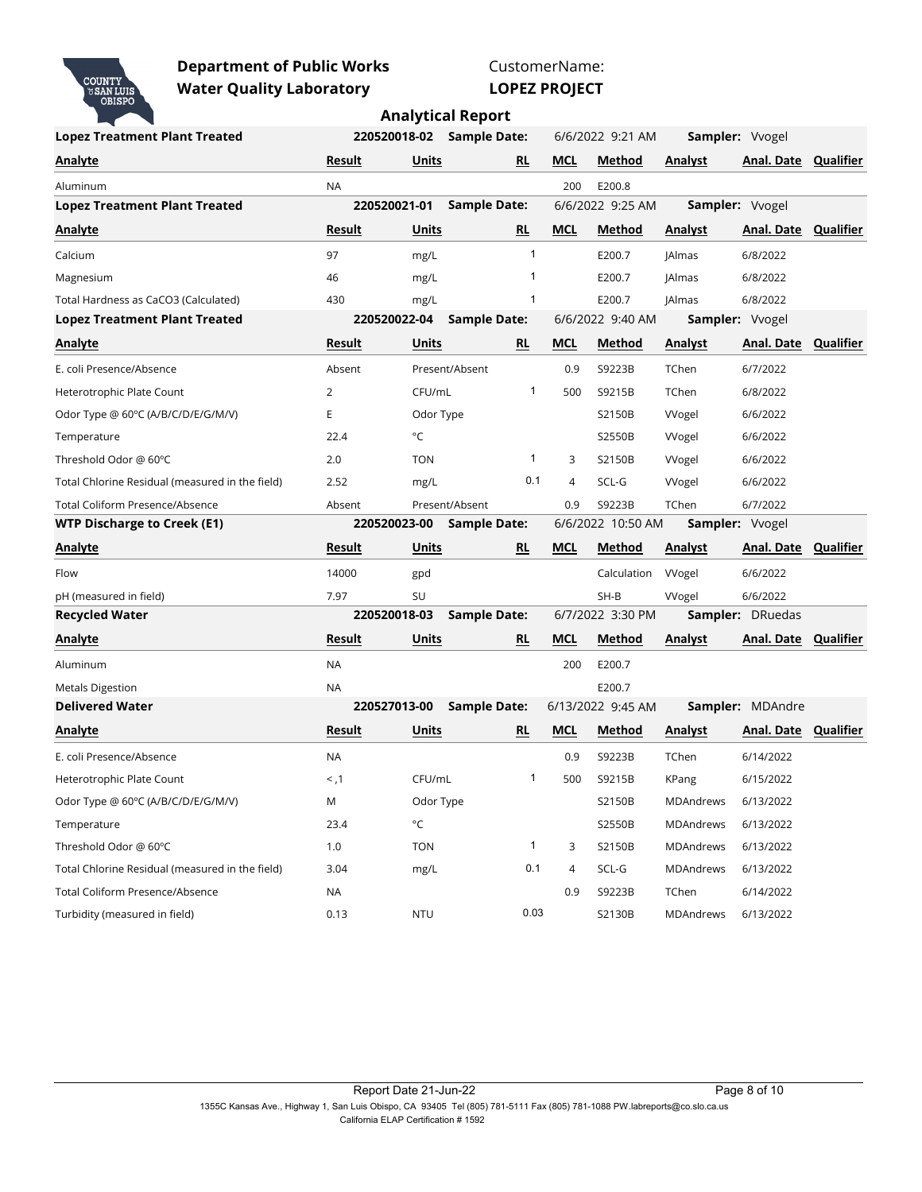**Department of Public Works**
**Water Quality Laboratory**

CustomerName:
**LOPEZ PROJECT**

## Analytical Report

**Lopez Treatment Plant Treated** — **220520018-02** — **Sample Date:** 6/6/2022 9:21 AM — **Sampler:** Vvogel

| Analyte | Result | Units | RL | MCL | Method | Analyst | Anal. Date | Qualifier |
|---|---|---|---|---|---|---|---|---|
| Aluminum | NA | | | 200 | E200.8 | | | |

**Lopez Treatment Plant Treated** — **220520021-01** — **Sample Date:** 6/6/2022 9:25 AM — **Sampler:** Vvogel

| Analyte | Result | Units | RL | MCL | Method | Analyst | Anal. Date | Qualifier |
|---|---|---|---|---|---|---|---|---|
| Calcium | 97 | mg/L | 1 | | E200.7 | JAlmas | 6/8/2022 | |
| Magnesium | 46 | mg/L | 1 | | E200.7 | JAlmas | 6/8/2022 | |
| Total Hardness as CaCO3 (Calculated) | 430 | mg/L | 1 | | E200.7 | JAlmas | 6/8/2022 | |

**Lopez Treatment Plant Treated** — **220520022-04** — **Sample Date:** 6/6/2022 9:40 AM — **Sampler:** Vvogel

| Analyte | Result | Units | RL | MCL | Method | Analyst | Anal. Date | Qualifier |
|---|---|---|---|---|---|---|---|---|
| E. coli Presence/Absence | Absent | Present/Absent | | 0.9 | S9223B | TChen | 6/7/2022 | |
| Heterotrophic Plate Count | 2 | CFU/mL | 1 | 500 | S9215B | TChen | 6/8/2022 | |
| Odor Type @ 60ºC (A/B/C/D/E/G/M/V) | E | Odor Type | | | S2150B | VVogel | 6/6/2022 | |
| Temperature | 22.4 | °C | | | S2550B | VVogel | 6/6/2022 | |
| Threshold Odor @ 60ºC | 2.0 | TON | 1 | 3 | S2150B | VVogel | 6/6/2022 | |
| Total Chlorine Residual (measured in the field) | 2.52 | mg/L | 0.1 | 4 | SCL-G | VVogel | 6/6/2022 | |
| Total Coliform Presence/Absence | Absent | Present/Absent | | 0.9 | S9223B | TChen | 6/7/2022 | |

**WTP Discharge to Creek (E1)** — **220520023-00** — **Sample Date:** 6/6/2022 10:50 AM — **Sampler:** Vvogel

| Analyte | Result | Units | RL | MCL | Method | Analyst | Anal. Date | Qualifier |
|---|---|---|---|---|---|---|---|---|
| Flow | 14000 | gpd | | | Calculation | VVogel | 6/6/2022 | |
| pH (measured in field) | 7.97 | SU | | | SH-B | VVogel | 6/6/2022 | |

**Recycled Water** — **220520018-03** — **Sample Date:** 6/7/2022 3:30 PM — **Sampler:** DRuedas

| Analyte | Result | Units | RL | MCL | Method | Analyst | Anal. Date | Qualifier |
|---|---|---|---|---|---|---|---|---|
| Aluminum | NA | | | 200 | E200.7 | | | |
| Metals Digestion | NA | | | | E200.7 | | | |

**Delivered Water** — **220527013-00** — **Sample Date:** 6/13/2022 9:45 AM — **Sampler:** MDAndre

| Analyte | Result | Units | RL | MCL | Method | Analyst | Anal. Date | Qualifier |
|---|---|---|---|---|---|---|---|---|
| E. coli Presence/Absence | NA | | | 0.9 | S9223B | TChen | 6/14/2022 | |
| Heterotrophic Plate Count | <,1 | CFU/mL | 1 | 500 | S9215B | KPang | 6/15/2022 | |
| Odor Type @ 60ºC (A/B/C/D/E/G/M/V) | M | Odor Type | | | S2150B | MDAndrews | 6/13/2022 | |
| Temperature | 23.4 | °C | | | S2550B | MDAndrews | 6/13/2022 | |
| Threshold Odor @ 60ºC | 1.0 | TON | 1 | 3 | S2150B | MDAndrews | 6/13/2022 | |
| Total Chlorine Residual (measured in the field) | 3.04 | mg/L | 0.1 | 4 | SCL-G | MDAndrews | 6/13/2022 | |
| Total Coliform Presence/Absence | NA | | | 0.9 | S9223B | TChen | 6/14/2022 | |
| Turbidity (measured in field) | 0.13 | NTU | 0.03 | | S2130B | MDAndrews | 6/13/2022 | |

Report Date 21-Jun-22

1355C Kansas Ave., Highway 1, San Luis Obispo, CA 93405 Tel (805) 781-5111 Fax (805) 781-1088 PW.labreports@co.slo.ca.us
California ELAP Certification # 1592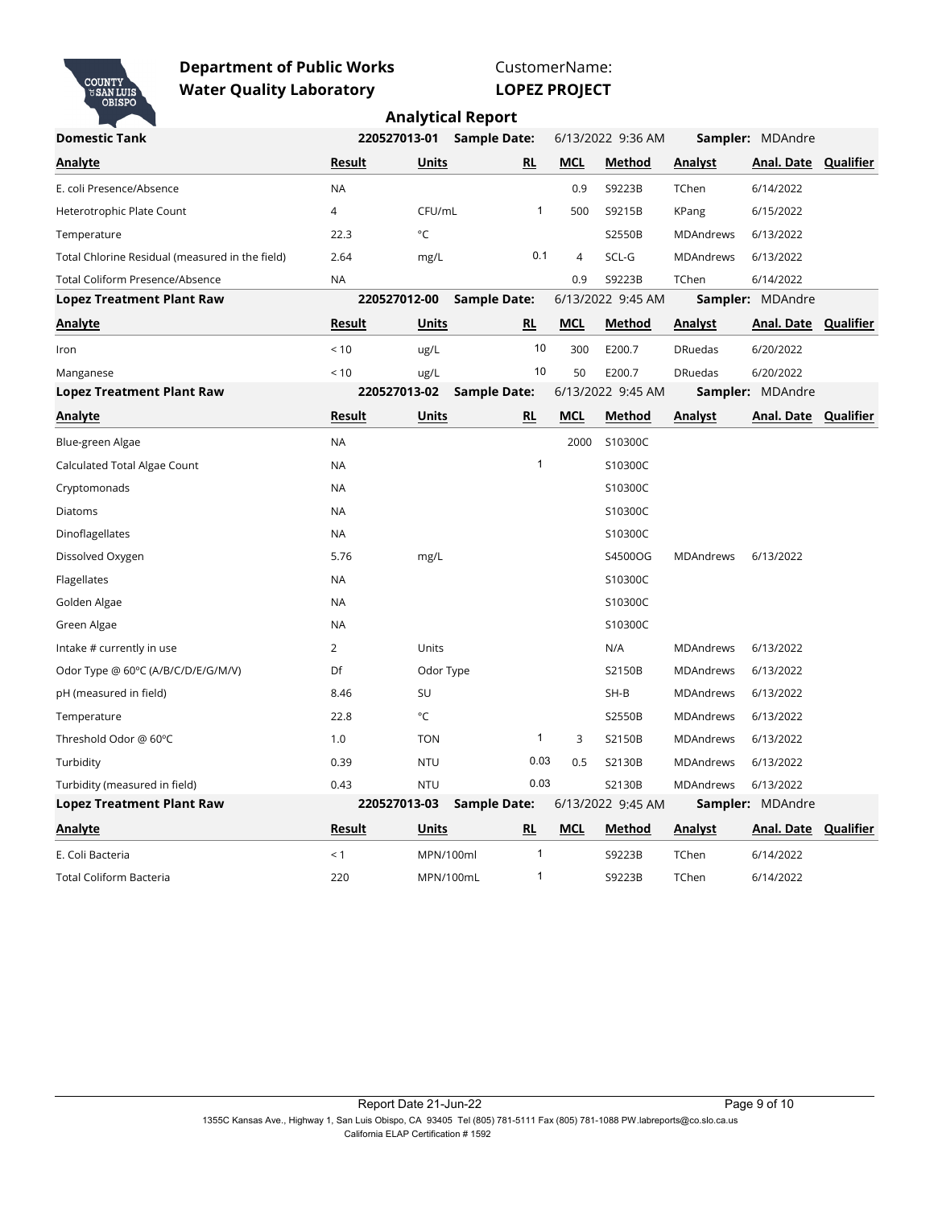**Department of Public Works**
**Water Quality Laboratory**

CustomerName:
**LOPEZ PROJECT**

## Analytical Report

**Domestic Tank** — 220527013-01 — **Sample Date:** 6/13/2022 9:36 AM — **Sampler:** MDAndre

| Analyte | Result | Units | RL | MCL | Method | Analyst | Anal. Date | Qualifier |
|---|---|---|---|---|---|---|---|---|
| E. coli Presence/Absence | NA | | | 0.9 | S9223B | TChen | 6/14/2022 | |
| Heterotrophic Plate Count | 4 | CFU/mL | 1 | 500 | S9215B | KPang | 6/15/2022 | |
| Temperature | 22.3 | °C | | | S2550B | MDAndrews | 6/13/2022 | |
| Total Chlorine Residual (measured in the field) | 2.64 | mg/L | 0.1 | 4 | SCL-G | MDAndrews | 6/13/2022 | |
| Total Coliform Presence/Absence | NA | | | 0.9 | S9223B | TChen | 6/14/2022 | |

**Lopez Treatment Plant Raw** — 220527012-00 — **Sample Date:** 6/13/2022 9:45 AM — **Sampler:** MDAndre

| Analyte | Result | Units | RL | MCL | Method | Analyst | Anal. Date | Qualifier |
|---|---|---|---|---|---|---|---|---|
| Iron | < 10 | ug/L | 10 | 300 | E200.7 | DRuedas | 6/20/2022 | |
| Manganese | < 10 | ug/L | 10 | 50 | E200.7 | DRuedas | 6/20/2022 | |

**Lopez Treatment Plant Raw** — 220527013-02 — **Sample Date:** 6/13/2022 9:45 AM — **Sampler:** MDAndre

| Analyte | Result | Units | RL | MCL | Method | Analyst | Anal. Date | Qualifier |
|---|---|---|---|---|---|---|---|---|
| Blue-green Algae | NA | | | 2000 | S10300C | | | |
| Calculated Total Algae Count | NA | | 1 | | S10300C | | | |
| Cryptomonads | NA | | | | S10300C | | | |
| Diatoms | NA | | | | S10300C | | | |
| Dinoflagellates | NA | | | | S10300C | | | |
| Dissolved Oxygen | 5.76 | mg/L | | | S4500OG | MDAndrews | 6/13/2022 | |
| Flagellates | NA | | | | S10300C | | | |
| Golden Algae | NA | | | | S10300C | | | |
| Green Algae | NA | | | | S10300C | | | |
| Intake # currently in use | 2 | Units | | | N/A | MDAndrews | 6/13/2022 | |
| Odor Type @ 60ºC (A/B/C/D/E/G/M/V) | Df | Odor Type | | | S2150B | MDAndrews | 6/13/2022 | |
| pH (measured in field) | 8.46 | SU | | | SH-B | MDAndrews | 6/13/2022 | |
| Temperature | 22.8 | °C | | | S2550B | MDAndrews | 6/13/2022 | |
| Threshold Odor @ 60ºC | 1.0 | TON | 1 | 3 | S2150B | MDAndrews | 6/13/2022 | |
| Turbidity | 0.39 | NTU | 0.03 | 0.5 | S2130B | MDAndrews | 6/13/2022 | |
| Turbidity (measured in field) | 0.43 | NTU | 0.03 | | S2130B | MDAndrews | 6/13/2022 | |

**Lopez Treatment Plant Raw** — 220527013-03 — **Sample Date:** 6/13/2022 9:45 AM — **Sampler:** MDAndre

| Analyte | Result | Units | RL | MCL | Method | Analyst | Anal. Date | Qualifier |
|---|---|---|---|---|---|---|---|---|
| E. Coli Bacteria | < 1 | MPN/100ml | 1 | | S9223B | TChen | 6/14/2022 | |
| Total Coliform Bacteria | 220 | MPN/100mL | 1 | | S9223B | TChen | 6/14/2022 | |

Report Date 21-Jun-22

1355C Kansas Ave., Highway 1, San Luis Obispo, CA 93405 Tel (805) 781-5111 Fax (805) 781-1088 PW.labreports@co.slo.ca.us
California ELAP Certification # 1592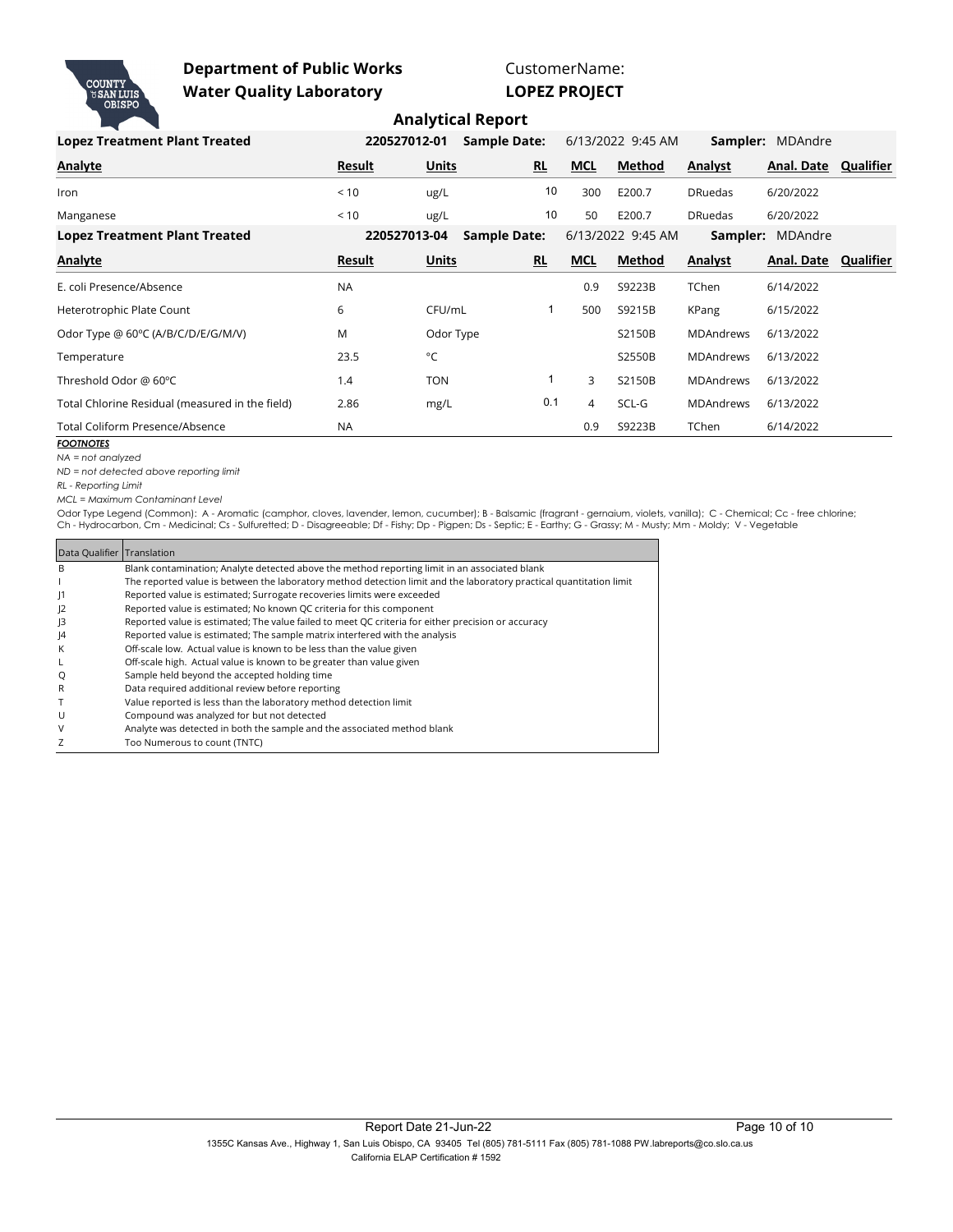**Department of Public Works**
**Water Quality Laboratory**

CustomerName:
**LOPEZ PROJECT**

## Analytical Report

| **Lopez Treatment Plant Treated** | **220527012-01** | **Sample Date:** | 6/13/2022 9:45 AM | | | **Sampler:** | MDAndre | |
|---|---|---|---|---|---|---|---|---|
| **Analyte** | **Result** | **Units** | **RL** | **MCL** | **Method** | **Analyst** | **Anal. Date** | **Qualifier** |
| Iron | < 10 | ug/L | 10 | 300 | E200.7 | DRuedas | 6/20/2022 | |
| Manganese | < 10 | ug/L | 10 | 50 | E200.7 | DRuedas | 6/20/2022 | |

| **Lopez Treatment Plant Treated** | **220527013-04** | **Sample Date:** | 6/13/2022 9:45 AM | | | **Sampler:** | MDAndre | |
|---|---|---|---|---|---|---|---|---|
| **Analyte** | **Result** | **Units** | **RL** | **MCL** | **Method** | **Analyst** | **Anal. Date** | **Qualifier** |
| E. coli Presence/Absence | NA | | | 0.9 | S9223B | TChen | 6/14/2022 | |
| Heterotrophic Plate Count | 6 | CFU/mL | 1 | 500 | S9215B | KPang | 6/15/2022 | |
| Odor Type @ 60ºC (A/B/C/D/E/G/M/V) | M | Odor Type | | | S2150B | MDAndrews | 6/13/2022 | |
| Temperature | 23.5 | °C | | | S2550B | MDAndrews | 6/13/2022 | |
| Threshold Odor @ 60ºC | 1.4 | TON | 1 | 3 | S2150B | MDAndrews | 6/13/2022 | |
| Total Chlorine Residual (measured in the field) | 2.86 | mg/L | 0.1 | 4 | SCL-G | MDAndrews | 6/13/2022 | |
| Total Coliform Presence/Absence | NA | | | 0.9 | S9223B | TChen | 6/14/2022 | |

***FOOTNOTES***

*NA = not analyzed*

*ND = not detected above reporting limit*

*RL - Reporting Limit*

*MCL = Maximum Contaminant Level*

Odor Type Legend (Common): A - Aromatic (camphor, cloves, lavender, lemon, cucumber); B - Balsamic (fragrant - gernaium, violets, vanilla); C - Chemical; Cc - free chlorine; Ch - Hydrocarbon, Cm - Medicinal; Cs - Sulfuretted; D - Disagreeable; Df - Fishy; Dp - Pigpen; Ds - Septic; E - Earthy; G - Grassy; M - Musty; Mm - Moldy; V - Vegetable

| Data Qualifier | Translation |
|---|---|
| B | Blank contamination; Analyte detected above the method reporting limit in an associated blank |
| I | The reported value is between the laboratory method detection limit and the laboratory practical quantitation limit |
| J1 | Reported value is estimated; Surrogate recoveries limits were exceeded |
| J2 | Reported value is estimated; No known QC criteria for this component |
| J3 | Reported value is estimated; The value failed to meet QC criteria for either precision or accuracy |
| J4 | Reported value is estimated; The sample matrix interfered with the analysis |
| K | Off-scale low. Actual value is known to be less than the value given |
| L | Off-scale high. Actual value is known to be greater than value given |
| Q | Sample held beyond the accepted holding time |
| R | Data required additional review before reporting |
| T | Value reported is less than the laboratory method detection limit |
| U | Compound was analyzed for but not detected |
| V | Analyte was detected in both the sample and the associated method blank |
| Z | Too Numerous to count (TNTC) |

Report Date 21-Jun-22

1355C Kansas Ave., Highway 1, San Luis Obispo, CA 93405 Tel (805) 781-5111 Fax (805) 781-1088 PW.labreports@co.slo.ca.us

California ELAP Certification # 1592